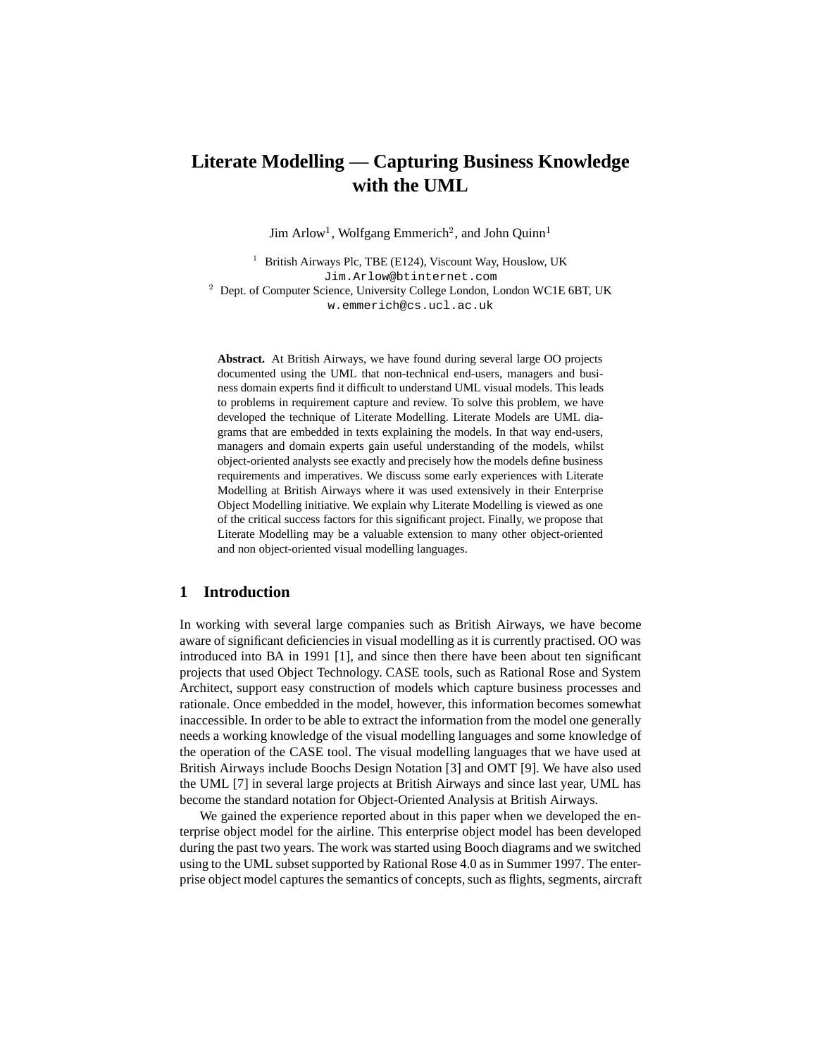# Literate Modelling — Capturing Business Knowledge with the UML

Jim Arlow[1], Wolfgang Emmerich[2], and John Quinn[1]

[1] British Airways Plc, TBE (E124), Viscount Way, Houslow, UK
Jim.Arlow@btinternet.com

[2] Dept. of Computer Science, University College London, London WC1E 6BT, UK
w.emmerich@cs.ucl.ac.uk

**Abstract.** At British Airways, we have found during several large OO projects documented using the UML that non-technical end-users, managers and business domain experts find it difficult to understand UML visual models. This leads to problems in requirement capture and review. To solve this problem, we have developed the technique of Literate Modelling. Literate Models are UML diagrams that are embedded in texts explaining the models. In that way end-users, managers and domain experts gain useful understanding of the models, whilst object-oriented analysts see exactly and precisely how the models define business requirements and imperatives. We discuss some early experiences with Literate Modelling at British Airways where it was used extensively in their Enterprise Object Modelling initiative. We explain why Literate Modelling is viewed as one of the critical success factors for this significant project. Finally, we propose that Literate Modelling may be a valuable extension to many other object-oriented and non object-oriented visual modelling languages.

## 1 Introduction

In working with several large companies such as British Airways, we have become aware of significant deficiencies in visual modelling as it is currently practised. OO was introduced into BA in 1991 [1], and since then there have been about ten significant projects that used Object Technology. CASE tools, such as Rational Rose and System Architect, support easy construction of models which capture business processes and rationale. Once embedded in the model, however, this information becomes somewhat inaccessible. In order to be able to extract the information from the model one generally needs a working knowledge of the visual modelling languages and some knowledge of the operation of the CASE tool. The visual modelling languages that we have used at British Airways include Boochs Design Notation [3] and OMT [9]. We have also used the UML [7] in several large projects at British Airways and since last year, UML has become the standard notation for Object-Oriented Analysis at British Airways.

We gained the experience reported about in this paper when we developed the enterprise object model for the airline. This enterprise object model has been developed during the past two years. The work was started using Booch diagrams and we switched using to the UML subset supported by Rational Rose 4.0 as in Summer 1997. The enterprise object model captures the semantics of concepts, such as flights, segments, aircraft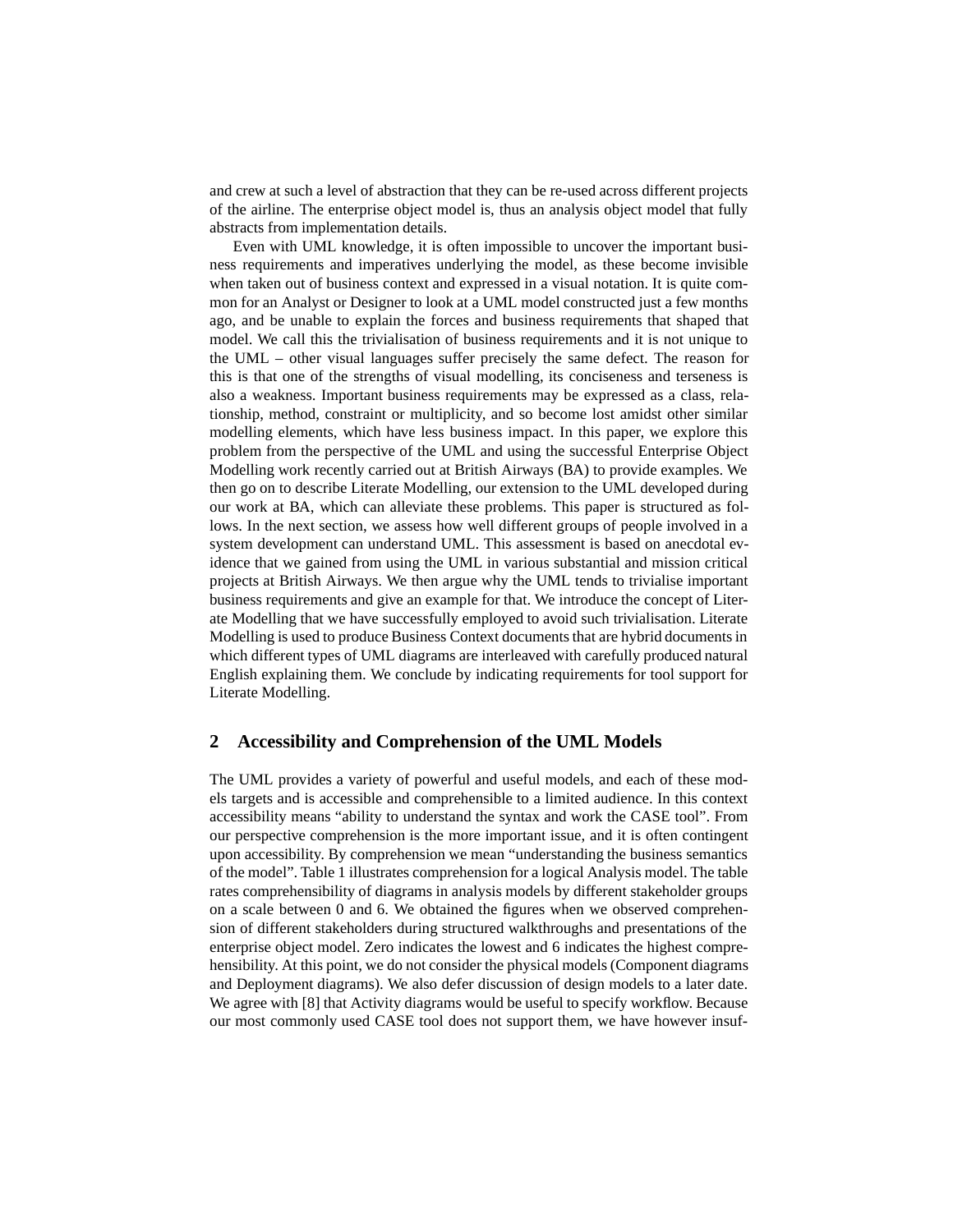and crew at such a level of abstraction that they can be re-used across different projects of the airline. The enterprise object model is, thus an analysis object model that fully abstracts from implementation details.

Even with UML knowledge, it is often impossible to uncover the important business requirements and imperatives underlying the model, as these become invisible when taken out of business context and expressed in a visual notation. It is quite common for an Analyst or Designer to look at a UML model constructed just a few months ago, and be unable to explain the forces and business requirements that shaped that model. We call this the trivialisation of business requirements and it is not unique to the UML – other visual languages suffer precisely the same defect. The reason for this is that one of the strengths of visual modelling, its conciseness and terseness is also a weakness. Important business requirements may be expressed as a class, relationship, method, constraint or multiplicity, and so become lost amidst other similar modelling elements, which have less business impact. In this paper, we explore this problem from the perspective of the UML and using the successful Enterprise Object Modelling work recently carried out at British Airways (BA) to provide examples. We then go on to describe Literate Modelling, our extension to the UML developed during our work at BA, which can alleviate these problems. This paper is structured as follows. In the next section, we assess how well different groups of people involved in a system development can understand UML. This assessment is based on anecdotal evidence that we gained from using the UML in various substantial and mission critical projects at British Airways. We then argue why the UML tends to trivialise important business requirements and give an example for that. We introduce the concept of Literate Modelling that we have successfully employed to avoid such trivialisation. Literate Modelling is used to produce Business Context documents that are hybrid documents in which different types of UML diagrams are interleaved with carefully produced natural English explaining them. We conclude by indicating requirements for tool support for Literate Modelling.

## 2 Accessibility and Comprehension of the UML Models

The UML provides a variety of powerful and useful models, and each of these models targets and is accessible and comprehensible to a limited audience. In this context accessibility means "ability to understand the syntax and work the CASE tool". From our perspective comprehension is the more important issue, and it is often contingent upon accessibility. By comprehension we mean "understanding the business semantics of the model". Table 1 illustrates comprehension for a logical Analysis model. The table rates comprehensibility of diagrams in analysis models by different stakeholder groups on a scale between 0 and 6. We obtained the figures when we observed comprehension of different stakeholders during structured walkthroughs and presentations of the enterprise object model. Zero indicates the lowest and 6 indicates the highest comprehensibility. At this point, we do not consider the physical models (Component diagrams and Deployment diagrams). We also defer discussion of design models to a later date. We agree with [8] that Activity diagrams would be useful to specify workflow. Because our most commonly used CASE tool does not support them, we have however insuf-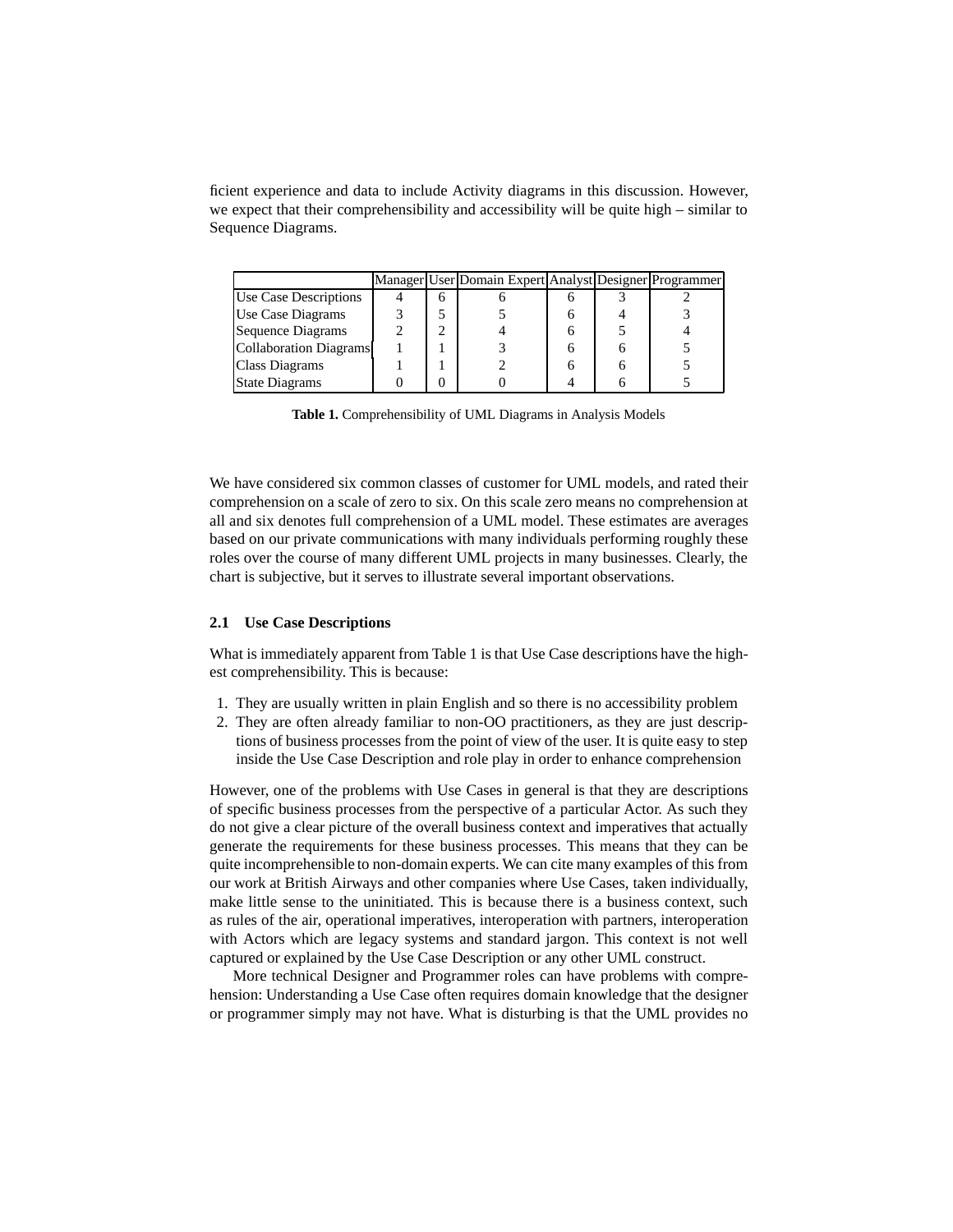ficient experience and data to include Activity diagrams in this discussion. However, we expect that their comprehensibility and accessibility will be quite high – similar to Sequence Diagrams.

| | Manager | User | Domain Expert | Analyst | Designer | Programmer |
|---|---|---|---|---|---|---|
| Use Case Descriptions | 4 | 6 | 6 | 6 | 3 | 2 |
| Use Case Diagrams | 3 | 5 | 5 | 6 | 4 | 3 |
| Sequence Diagrams | 2 | 2 | 4 | 6 | 5 | 4 |
| Collaboration Diagrams | 1 | 1 | 3 | 6 | 6 | 5 |
| Class Diagrams | 1 | 1 | 2 | 6 | 6 | 5 |
| State Diagrams | 0 | 0 | 0 | 4 | 6 | 5 |

**Table 1.** Comprehensibility of UML Diagrams in Analysis Models

We have considered six common classes of customer for UML models, and rated their comprehension on a scale of zero to six. On this scale zero means no comprehension at all and six denotes full comprehension of a UML model. These estimates are averages based on our private communications with many individuals performing roughly these roles over the course of many different UML projects in many businesses. Clearly, the chart is subjective, but it serves to illustrate several important observations.

### 2.1 Use Case Descriptions

What is immediately apparent from Table 1 is that Use Case descriptions have the highest comprehensibility. This is because:

1. They are usually written in plain English and so there is no accessibility problem
2. They are often already familiar to non-OO practitioners, as they are just descriptions of business processes from the point of view of the user. It is quite easy to step inside the Use Case Description and role play in order to enhance comprehension

However, one of the problems with Use Cases in general is that they are descriptions of specific business processes from the perspective of a particular Actor. As such they do not give a clear picture of the overall business context and imperatives that actually generate the requirements for these business processes. This means that they can be quite incomprehensible to non-domain experts. We can cite many examples of this from our work at British Airways and other companies where Use Cases, taken individually, make little sense to the uninitiated. This is because there is a business context, such as rules of the air, operational imperatives, interoperation with partners, interoperation with Actors which are legacy systems and standard jargon. This context is not well captured or explained by the Use Case Description or any other UML construct.

More technical Designer and Programmer roles can have problems with comprehension: Understanding a Use Case often requires domain knowledge that the designer or programmer simply may not have. What is disturbing is that the UML provides no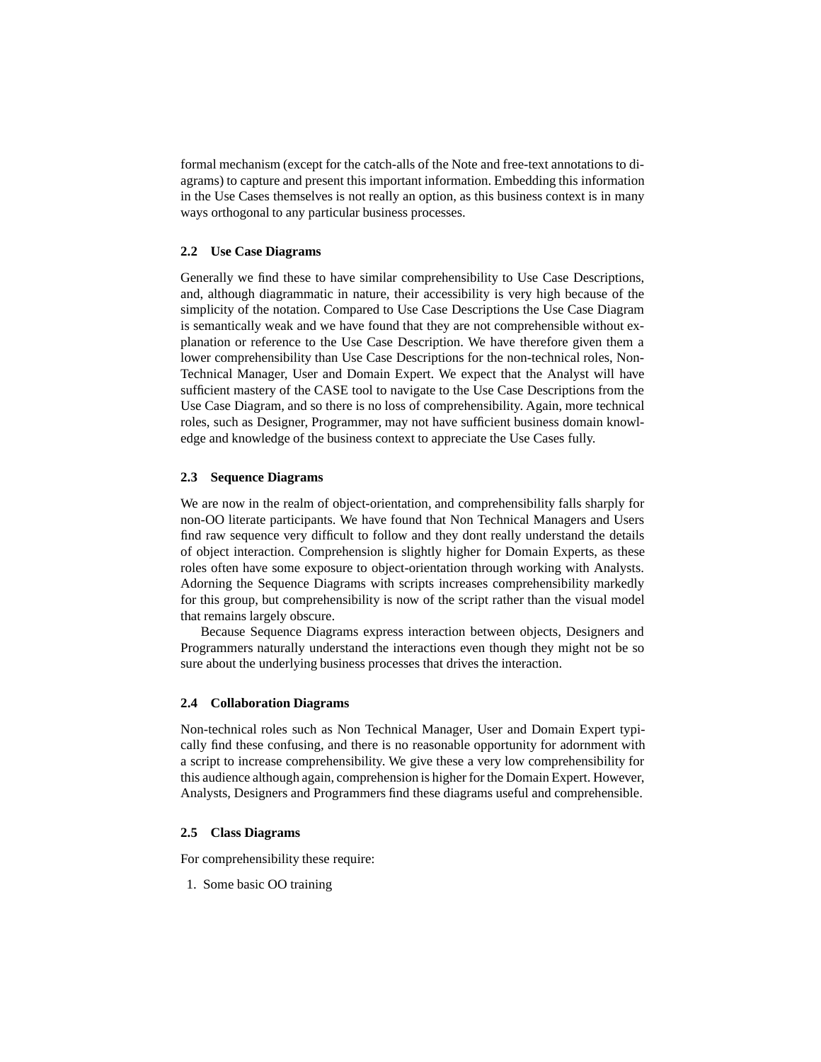formal mechanism (except for the catch-alls of the Note and free-text annotations to diagrams) to capture and present this important information. Embedding this information in the Use Cases themselves is not really an option, as this business context is in many ways orthogonal to any particular business processes.

### 2.2 Use Case Diagrams

Generally we find these to have similar comprehensibility to Use Case Descriptions, and, although diagrammatic in nature, their accessibility is very high because of the simplicity of the notation. Compared to Use Case Descriptions the Use Case Diagram is semantically weak and we have found that they are not comprehensible without explanation or reference to the Use Case Description. We have therefore given them a lower comprehensibility than Use Case Descriptions for the non-technical roles, Non-Technical Manager, User and Domain Expert. We expect that the Analyst will have sufficient mastery of the CASE tool to navigate to the Use Case Descriptions from the Use Case Diagram, and so there is no loss of comprehensibility. Again, more technical roles, such as Designer, Programmer, may not have sufficient business domain knowledge and knowledge of the business context to appreciate the Use Cases fully.

### 2.3 Sequence Diagrams

We are now in the realm of object-orientation, and comprehensibility falls sharply for non-OO literate participants. We have found that Non Technical Managers and Users find raw sequence very difficult to follow and they dont really understand the details of object interaction. Comprehension is slightly higher for Domain Experts, as these roles often have some exposure to object-orientation through working with Analysts. Adorning the Sequence Diagrams with scripts increases comprehensibility markedly for this group, but comprehensibility is now of the script rather than the visual model that remains largely obscure.

Because Sequence Diagrams express interaction between objects, Designers and Programmers naturally understand the interactions even though they might not be so sure about the underlying business processes that drives the interaction.

### 2.4 Collaboration Diagrams

Non-technical roles such as Non Technical Manager, User and Domain Expert typically find these confusing, and there is no reasonable opportunity for adornment with a script to increase comprehensibility. We give these a very low comprehensibility for this audience although again, comprehension is higher for the Domain Expert. However, Analysts, Designers and Programmers find these diagrams useful and comprehensible.

### 2.5 Class Diagrams

For comprehensibility these require:

1. Some basic OO training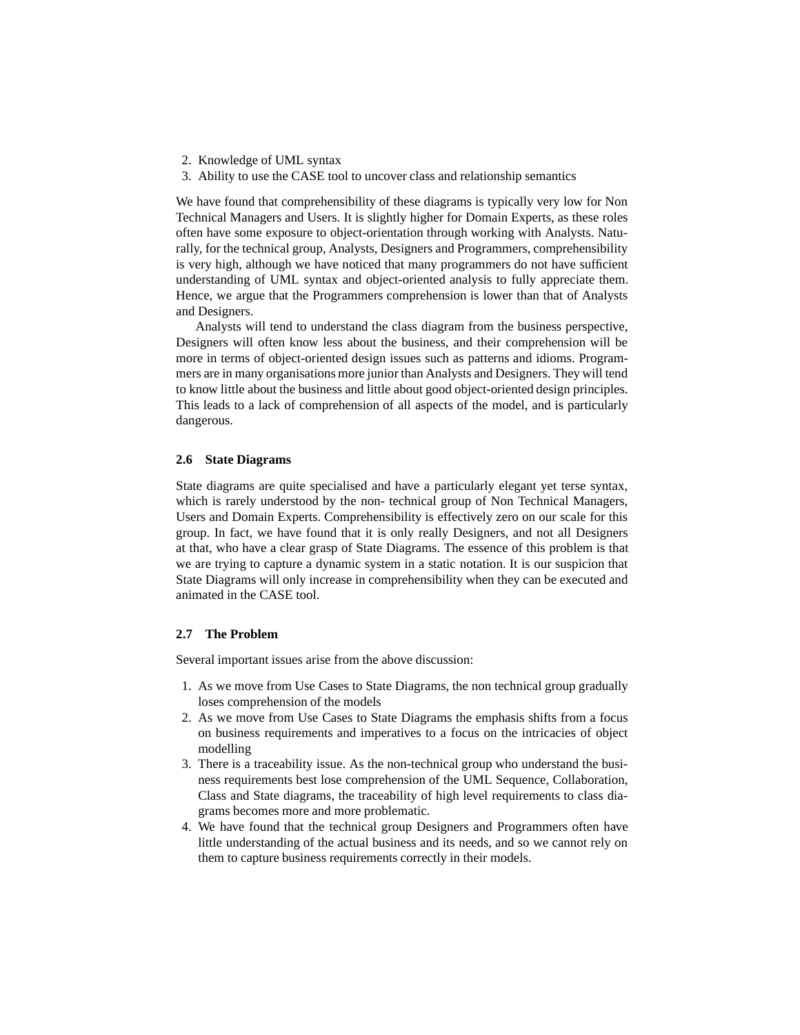2. Knowledge of UML syntax
3. Ability to use the CASE tool to uncover class and relationship semantics

We have found that comprehensibility of these diagrams is typically very low for Non Technical Managers and Users. It is slightly higher for Domain Experts, as these roles often have some exposure to object-orientation through working with Analysts. Naturally, for the technical group, Analysts, Designers and Programmers, comprehensibility is very high, although we have noticed that many programmers do not have sufficient understanding of UML syntax and object-oriented analysis to fully appreciate them. Hence, we argue that the Programmers comprehension is lower than that of Analysts and Designers.

Analysts will tend to understand the class diagram from the business perspective, Designers will often know less about the business, and their comprehension will be more in terms of object-oriented design issues such as patterns and idioms. Programmers are in many organisations more junior than Analysts and Designers. They will tend to know little about the business and little about good object-oriented design principles. This leads to a lack of comprehension of all aspects of the model, and is particularly dangerous.

### 2.6 State Diagrams

State diagrams are quite specialised and have a particularly elegant yet terse syntax, which is rarely understood by the non- technical group of Non Technical Managers, Users and Domain Experts. Comprehensibility is effectively zero on our scale for this group. In fact, we have found that it is only really Designers, and not all Designers at that, who have a clear grasp of State Diagrams. The essence of this problem is that we are trying to capture a dynamic system in a static notation. It is our suspicion that State Diagrams will only increase in comprehensibility when they can be executed and animated in the CASE tool.

### 2.7 The Problem

Several important issues arise from the above discussion:

1. As we move from Use Cases to State Diagrams, the non technical group gradually loses comprehension of the models
2. As we move from Use Cases to State Diagrams the emphasis shifts from a focus on business requirements and imperatives to a focus on the intricacies of object modelling
3. There is a traceability issue. As the non-technical group who understand the business requirements best lose comprehension of the UML Sequence, Collaboration, Class and State diagrams, the traceability of high level requirements to class diagrams becomes more and more problematic.
4. We have found that the technical group Designers and Programmers often have little understanding of the actual business and its needs, and so we cannot rely on them to capture business requirements correctly in their models.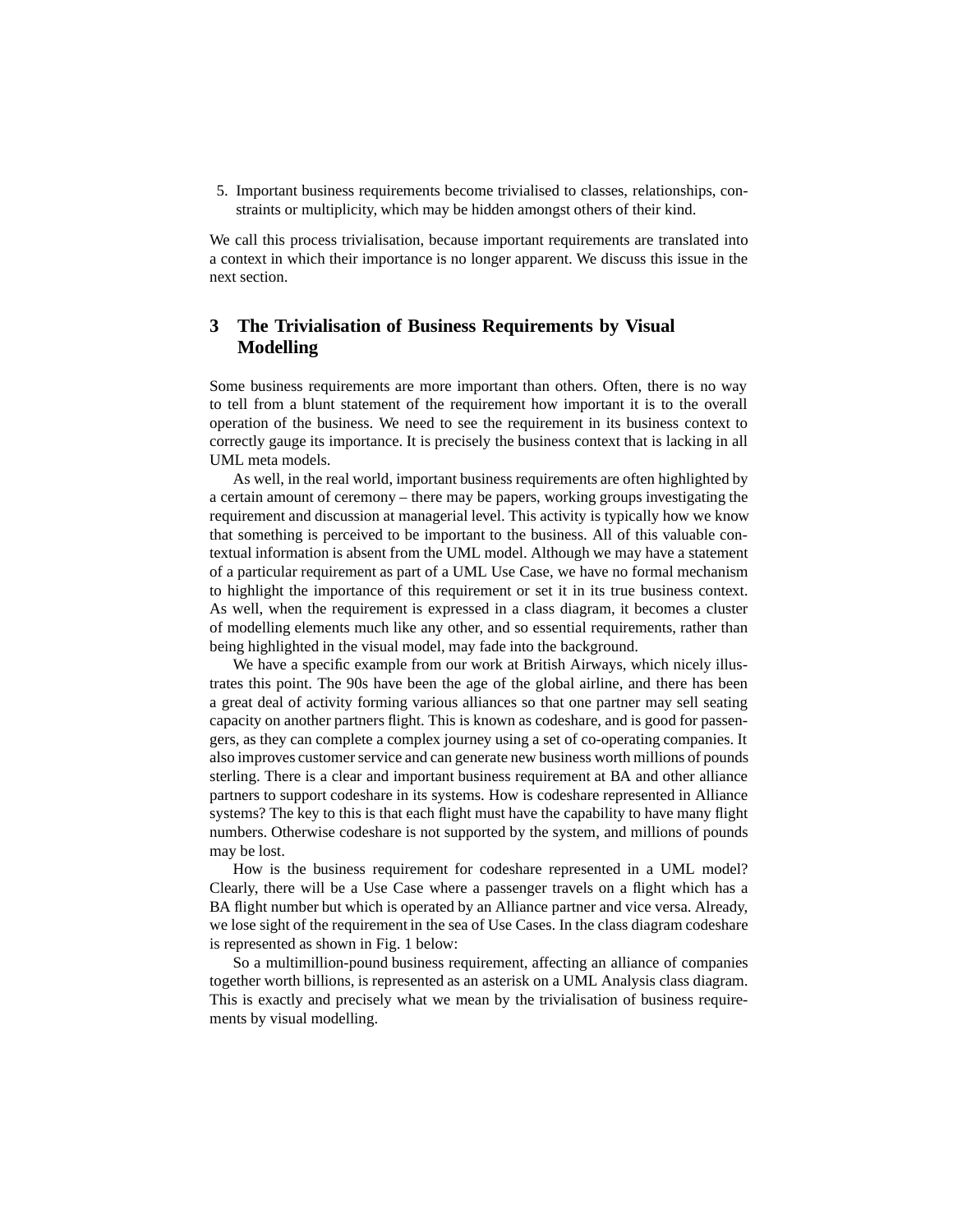5. Important business requirements become trivialised to classes, relationships, constraints or multiplicity, which may be hidden amongst others of their kind.

We call this process trivialisation, because important requirements are translated into a context in which their importance is no longer apparent. We discuss this issue in the next section.

## 3 The Trivialisation of Business Requirements by Visual Modelling

Some business requirements are more important than others. Often, there is no way to tell from a blunt statement of the requirement how important it is to the overall operation of the business. We need to see the requirement in its business context to correctly gauge its importance. It is precisely the business context that is lacking in all UML meta models.

As well, in the real world, important business requirements are often highlighted by a certain amount of ceremony – there may be papers, working groups investigating the requirement and discussion at managerial level. This activity is typically how we know that something is perceived to be important to the business. All of this valuable contextual information is absent from the UML model. Although we may have a statement of a particular requirement as part of a UML Use Case, we have no formal mechanism to highlight the importance of this requirement or set it in its true business context. As well, when the requirement is expressed in a class diagram, it becomes a cluster of modelling elements much like any other, and so essential requirements, rather than being highlighted in the visual model, may fade into the background.

We have a specific example from our work at British Airways, which nicely illustrates this point. The 90s have been the age of the global airline, and there has been a great deal of activity forming various alliances so that one partner may sell seating capacity on another partners flight. This is known as codeshare, and is good for passengers, as they can complete a complex journey using a set of co-operating companies. It also improves customer service and can generate new business worth millions of pounds sterling. There is a clear and important business requirement at BA and other alliance partners to support codeshare in its systems. How is codeshare represented in Alliance systems? The key to this is that each flight must have the capability to have many flight numbers. Otherwise codeshare is not supported by the system, and millions of pounds may be lost.

How is the business requirement for codeshare represented in a UML model? Clearly, there will be a Use Case where a passenger travels on a flight which has a BA flight number but which is operated by an Alliance partner and vice versa. Already, we lose sight of the requirement in the sea of Use Cases. In the class diagram codeshare is represented as shown in Fig. 1 below:

So a multimillion-pound business requirement, affecting an alliance of companies together worth billions, is represented as an asterisk on a UML Analysis class diagram. This is exactly and precisely what we mean by the trivialisation of business requirements by visual modelling.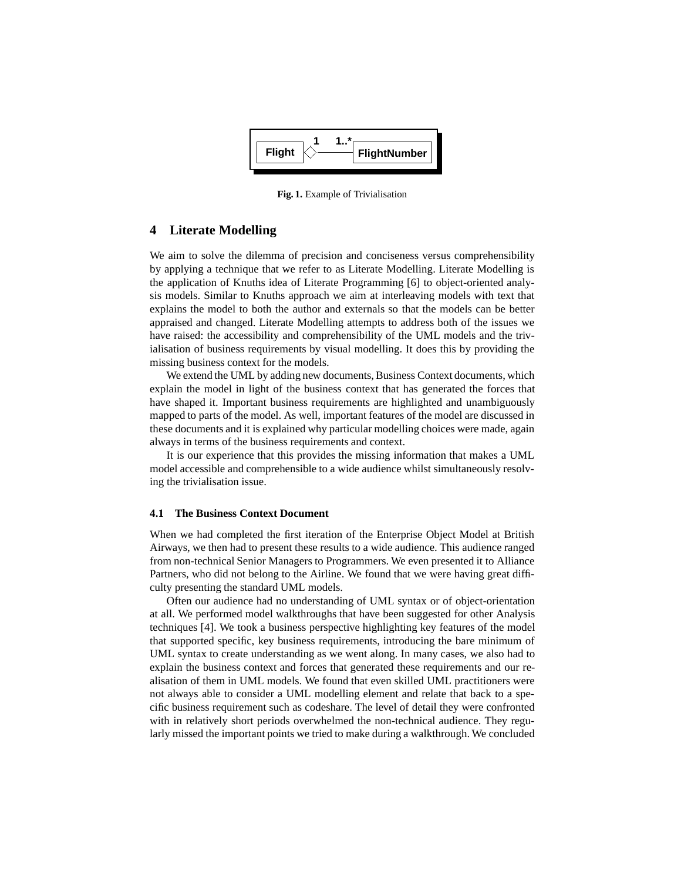Flight

1

1..*

FlightNumber

**Fig. 1.** Example of Trivialisation

## 4 Literate Modelling

We aim to solve the dilemma of precision and conciseness versus comprehensibility by applying a technique that we refer to as Literate Modelling. Literate Modelling is the application of Knuths idea of Literate Programming [6] to object-oriented analysis models. Similar to Knuths approach we aim at interleaving models with text that explains the model to both the author and externals so that the models can be better appraised and changed. Literate Modelling attempts to address both of the issues we have raised: the accessibility and comprehensibility of the UML models and the trivialisation of business requirements by visual modelling. It does this by providing the missing business context for the models.

We extend the UML by adding new documents, Business Context documents, which explain the model in light of the business context that has generated the forces that have shaped it. Important business requirements are highlighted and unambiguously mapped to parts of the model. As well, important features of the model are discussed in these documents and it is explained why particular modelling choices were made, again always in terms of the business requirements and context.

It is our experience that this provides the missing information that makes a UML model accessible and comprehensible to a wide audience whilst simultaneously resolving the trivialisation issue.

### 4.1 The Business Context Document

When we had completed the first iteration of the Enterprise Object Model at British Airways, we then had to present these results to a wide audience. This audience ranged from non-technical Senior Managers to Programmers. We even presented it to Alliance Partners, who did not belong to the Airline. We found that we were having great difficulty presenting the standard UML models.

Often our audience had no understanding of UML syntax or of object-orientation at all. We performed model walkthroughs that have been suggested for other Analysis techniques [4]. We took a business perspective highlighting key features of the model that supported specific, key business requirements, introducing the bare minimum of UML syntax to create understanding as we went along. In many cases, we also had to explain the business context and forces that generated these requirements and our realisation of them in UML models. We found that even skilled UML practitioners were not always able to consider a UML modelling element and relate that back to a specific business requirement such as codeshare. The level of detail they were confronted with in relatively short periods overwhelmed the non-technical audience. They regularly missed the important points we tried to make during a walkthrough. We concluded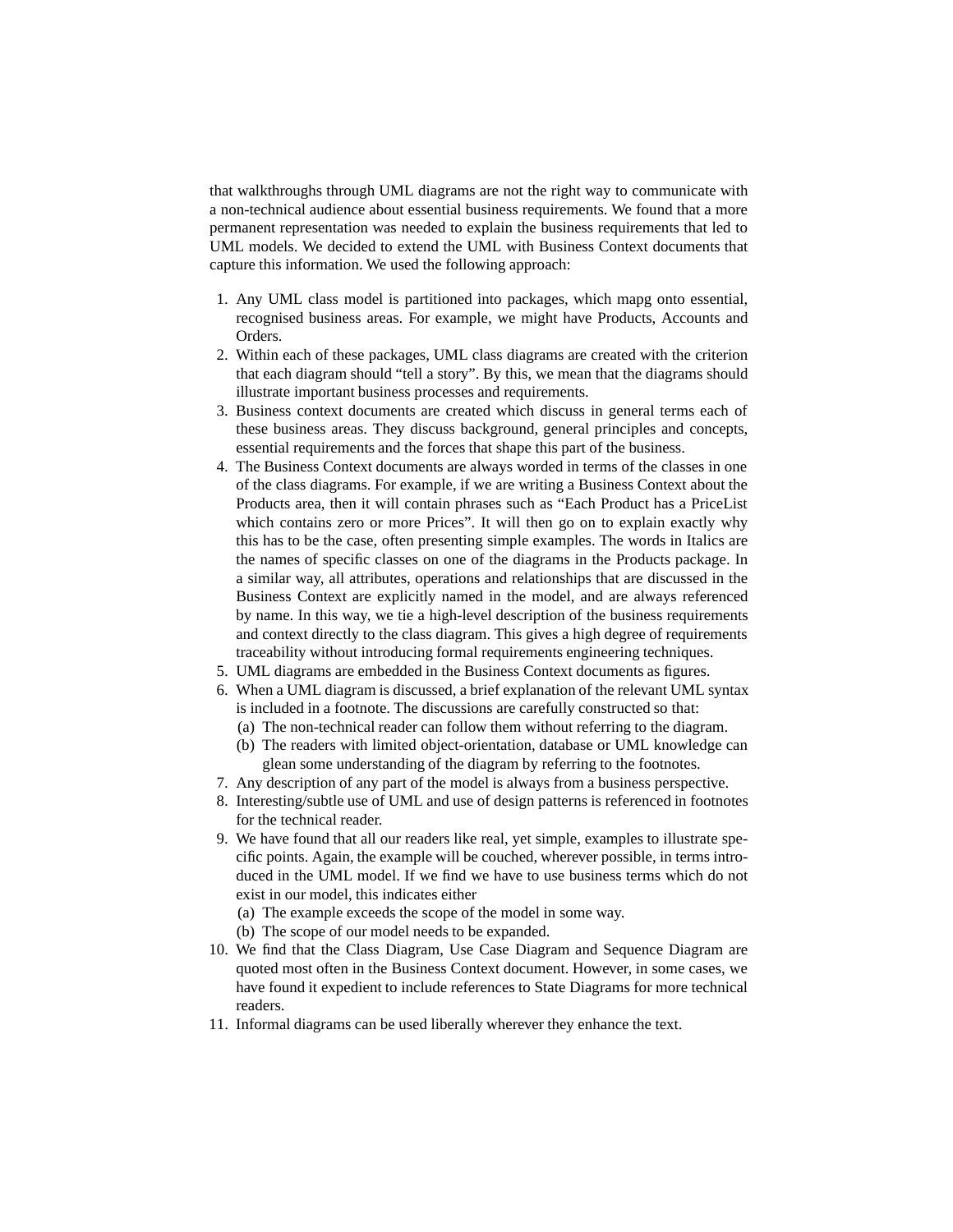that walkthroughs through UML diagrams are not the right way to communicate with a non-technical audience about essential business requirements. We found that a more permanent representation was needed to explain the business requirements that led to UML models. We decided to extend the UML with Business Context documents that capture this information. We used the following approach:

1. Any UML class model is partitioned into packages, which mapg onto essential, recognised business areas. For example, we might have Products, Accounts and Orders.
2. Within each of these packages, UML class diagrams are created with the criterion that each diagram should "tell a story". By this, we mean that the diagrams should illustrate important business processes and requirements.
3. Business context documents are created which discuss in general terms each of these business areas. They discuss background, general principles and concepts, essential requirements and the forces that shape this part of the business.
4. The Business Context documents are always worded in terms of the classes in one of the class diagrams. For example, if we are writing a Business Context about the Products area, then it will contain phrases such as "Each Product has a PriceList which contains zero or more Prices". It will then go on to explain exactly why this has to be the case, often presenting simple examples. The words in Italics are the names of specific classes on one of the diagrams in the Products package. In a similar way, all attributes, operations and relationships that are discussed in the Business Context are explicitly named in the model, and are always referenced by name. In this way, we tie a high-level description of the business requirements and context directly to the class diagram. This gives a high degree of requirements traceability without introducing formal requirements engineering techniques.
5. UML diagrams are embedded in the Business Context documents as figures.
6. When a UML diagram is discussed, a brief explanation of the relevant UML syntax is included in a footnote. The discussions are carefully constructed so that:
   (a) The non-technical reader can follow them without referring to the diagram.
   (b) The readers with limited object-orientation, database or UML knowledge can glean some understanding of the diagram by referring to the footnotes.
7. Any description of any part of the model is always from a business perspective.
8. Interesting/subtle use of UML and use of design patterns is referenced in footnotes for the technical reader.
9. We have found that all our readers like real, yet simple, examples to illustrate specific points. Again, the example will be couched, wherever possible, in terms introduced in the UML model. If we find we have to use business terms which do not exist in our model, this indicates either
   (a) The example exceeds the scope of the model in some way.
   (b) The scope of our model needs to be expanded.
10. We find that the Class Diagram, Use Case Diagram and Sequence Diagram are quoted most often in the Business Context document. However, in some cases, we have found it expedient to include references to State Diagrams for more technical readers.
11. Informal diagrams can be used liberally wherever they enhance the text.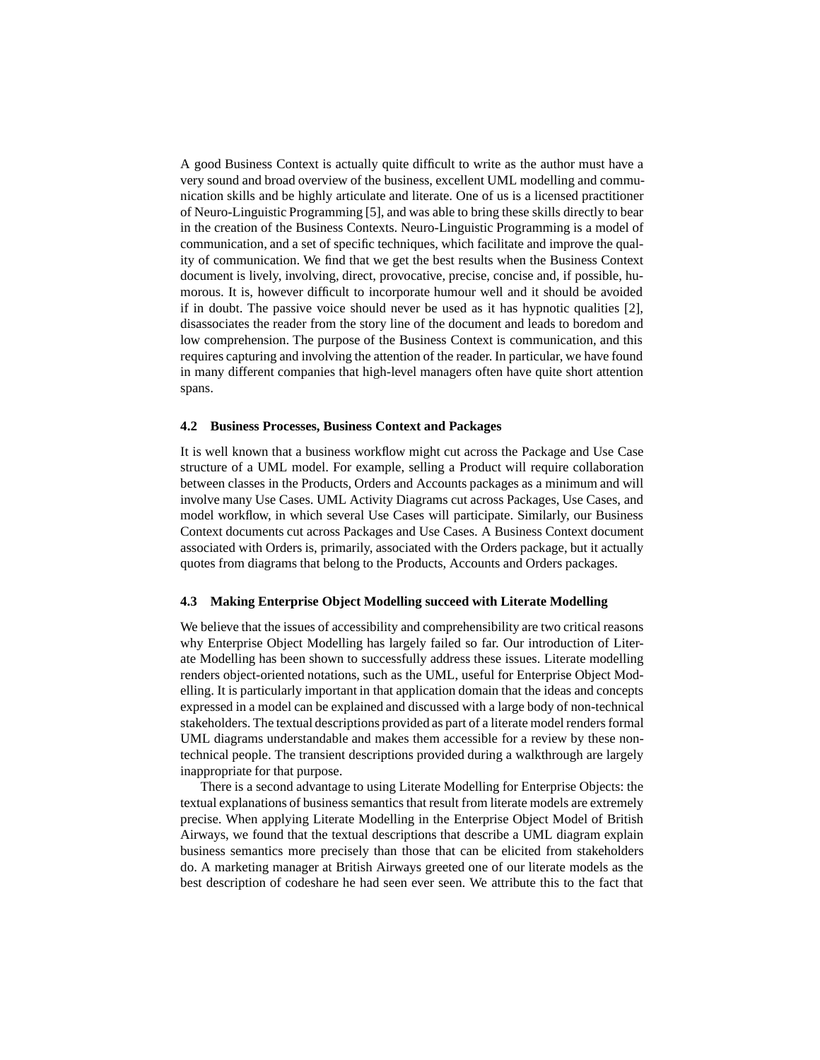A good Business Context is actually quite difficult to write as the author must have a very sound and broad overview of the business, excellent UML modelling and communication skills and be highly articulate and literate. One of us is a licensed practitioner of Neuro-Linguistic Programming [5], and was able to bring these skills directly to bear in the creation of the Business Contexts. Neuro-Linguistic Programming is a model of communication, and a set of specific techniques, which facilitate and improve the quality of communication. We find that we get the best results when the Business Context document is lively, involving, direct, provocative, precise, concise and, if possible, humorous. It is, however difficult to incorporate humour well and it should be avoided if in doubt. The passive voice should never be used as it has hypnotic qualities [2], disassociates the reader from the story line of the document and leads to boredom and low comprehension. The purpose of the Business Context is communication, and this requires capturing and involving the attention of the reader. In particular, we have found in many different companies that high-level managers often have quite short attention spans.

### 4.2 Business Processes, Business Context and Packages

It is well known that a business workflow might cut across the Package and Use Case structure of a UML model. For example, selling a Product will require collaboration between classes in the Products, Orders and Accounts packages as a minimum and will involve many Use Cases. UML Activity Diagrams cut across Packages, Use Cases, and model workflow, in which several Use Cases will participate. Similarly, our Business Context documents cut across Packages and Use Cases. A Business Context document associated with Orders is, primarily, associated with the Orders package, but it actually quotes from diagrams that belong to the Products, Accounts and Orders packages.

### 4.3 Making Enterprise Object Modelling succeed with Literate Modelling

We believe that the issues of accessibility and comprehensibility are two critical reasons why Enterprise Object Modelling has largely failed so far. Our introduction of Literate Modelling has been shown to successfully address these issues. Literate modelling renders object-oriented notations, such as the UML, useful for Enterprise Object Modelling. It is particularly important in that application domain that the ideas and concepts expressed in a model can be explained and discussed with a large body of non-technical stakeholders. The textual descriptions provided as part of a literate model renders formal UML diagrams understandable and makes them accessible for a review by these non-technical people. The transient descriptions provided during a walkthrough are largely inappropriate for that purpose.

There is a second advantage to using Literate Modelling for Enterprise Objects: the textual explanations of business semantics that result from literate models are extremely precise. When applying Literate Modelling in the Enterprise Object Model of British Airways, we found that the textual descriptions that describe a UML diagram explain business semantics more precisely than those that can be elicited from stakeholders do. A marketing manager at British Airways greeted one of our literate models as the best description of codeshare he had seen ever seen. We attribute this to the fact that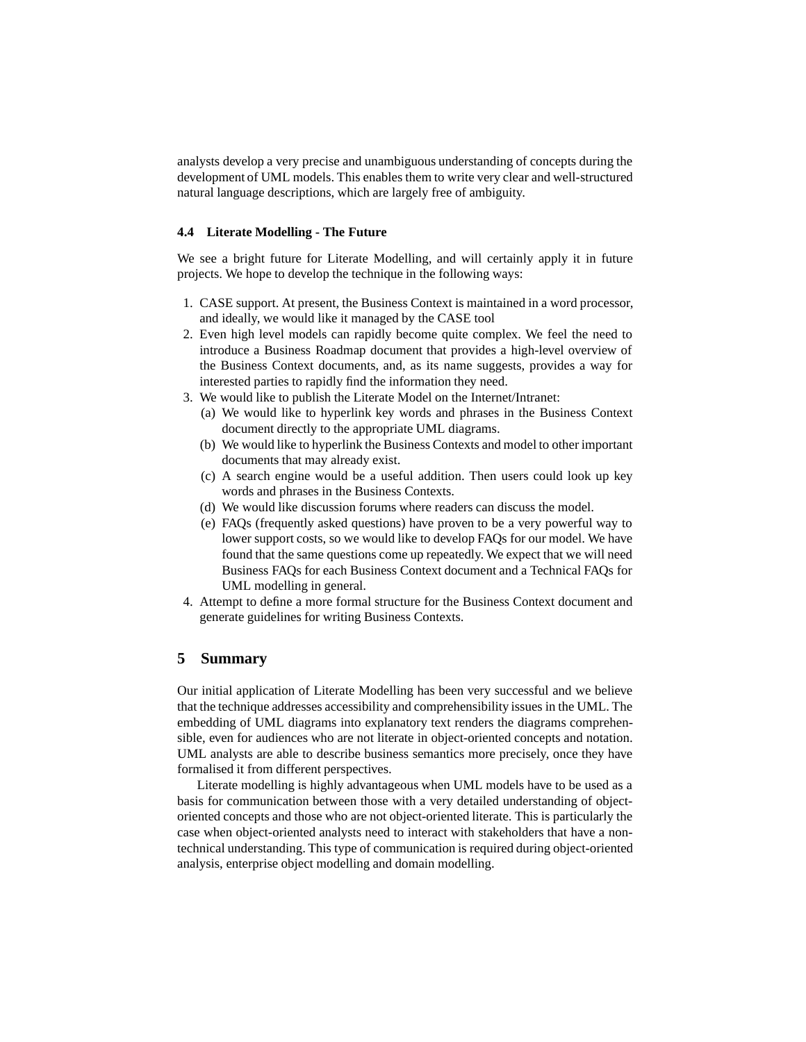analysts develop a very precise and unambiguous understanding of concepts during the development of UML models. This enables them to write very clear and well-structured natural language descriptions, which are largely free of ambiguity.

### 4.4 Literate Modelling - The Future

We see a bright future for Literate Modelling, and will certainly apply it in future projects. We hope to develop the technique in the following ways:

1. CASE support. At present, the Business Context is maintained in a word processor, and ideally, we would like it managed by the CASE tool
2. Even high level models can rapidly become quite complex. We feel the need to introduce a Business Roadmap document that provides a high-level overview of the Business Context documents, and, as its name suggests, provides a way for interested parties to rapidly find the information they need.
3. We would like to publish the Literate Model on the Internet/Intranet:
   (a) We would like to hyperlink key words and phrases in the Business Context document directly to the appropriate UML diagrams.
   (b) We would like to hyperlink the Business Contexts and model to other important documents that may already exist.
   (c) A search engine would be a useful addition. Then users could look up key words and phrases in the Business Contexts.
   (d) We would like discussion forums where readers can discuss the model.
   (e) FAQs (frequently asked questions) have proven to be a very powerful way to lower support costs, so we would like to develop FAQs for our model. We have found that the same questions come up repeatedly. We expect that we will need Business FAQs for each Business Context document and a Technical FAQs for UML modelling in general.
4. Attempt to define a more formal structure for the Business Context document and generate guidelines for writing Business Contexts.

## 5 Summary

Our initial application of Literate Modelling has been very successful and we believe that the technique addresses accessibility and comprehensibility issues in the UML. The embedding of UML diagrams into explanatory text renders the diagrams comprehensible, even for audiences who are not literate in object-oriented concepts and notation. UML analysts are able to describe business semantics more precisely, once they have formalised it from different perspectives.

Literate modelling is highly advantageous when UML models have to be used as a basis for communication between those with a very detailed understanding of object-oriented concepts and those who are not object-oriented literate. This is particularly the case when object-oriented analysts need to interact with stakeholders that have a non-technical understanding. This type of communication is required during object-oriented analysis, enterprise object modelling and domain modelling.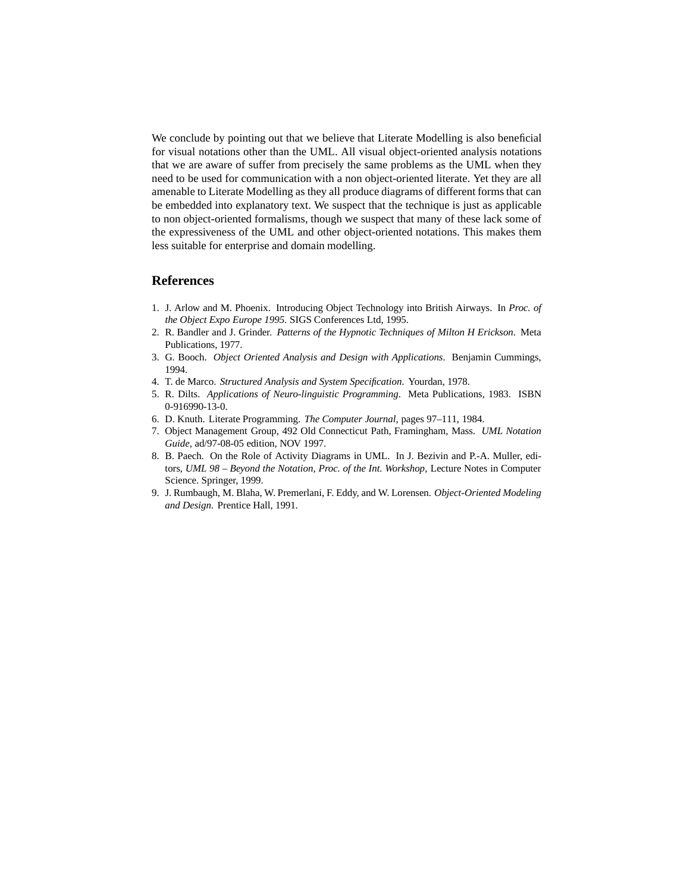We conclude by pointing out that we believe that Literate Modelling is also beneficial for visual notations other than the UML. All visual object-oriented analysis notations that we are aware of suffer from precisely the same problems as the UML when they need to be used for communication with a non object-oriented literate. Yet they are all amenable to Literate Modelling as they all produce diagrams of different forms that can be embedded into explanatory text. We suspect that the technique is just as applicable to non object-oriented formalisms, though we suspect that many of these lack some of the expressiveness of the UML and other object-oriented notations. This makes them less suitable for enterprise and domain modelling.

## References

1. J. Arlow and M. Phoenix. Introducing Object Technology into British Airways. In *Proc. of the Object Expo Europe 1995*. SIGS Conferences Ltd, 1995.
2. R. Bandler and J. Grinder. *Patterns of the Hypnotic Techniques of Milton H Erickson*. Meta Publications, 1977.
3. G. Booch. *Object Oriented Analysis and Design with Applications*. Benjamin Cummings, 1994.
4. T. de Marco. *Structured Analysis and System Specification*. Yourdan, 1978.
5. R. Dilts. *Applications of Neuro-linguistic Programming*. Meta Publications, 1983. ISBN 0-916990-13-0.
6. D. Knuth. Literate Programming. *The Computer Journal*, pages 97–111, 1984.
7. Object Management Group, 492 Old Connecticut Path, Framingham, Mass. *UML Notation Guide*, ad/97-08-05 edition, NOV 1997.
8. B. Paech. On the Role of Activity Diagrams in UML. In J. Bezivin and P.-A. Muller, editors, *UML 98 – Beyond the Notation, Proc. of the Int. Workshop*, Lecture Notes in Computer Science. Springer, 1999.
9. J. Rumbaugh, M. Blaha, W. Premerlani, F. Eddy, and W. Lorensen. *Object-Oriented Modeling and Design*. Prentice Hall, 1991.